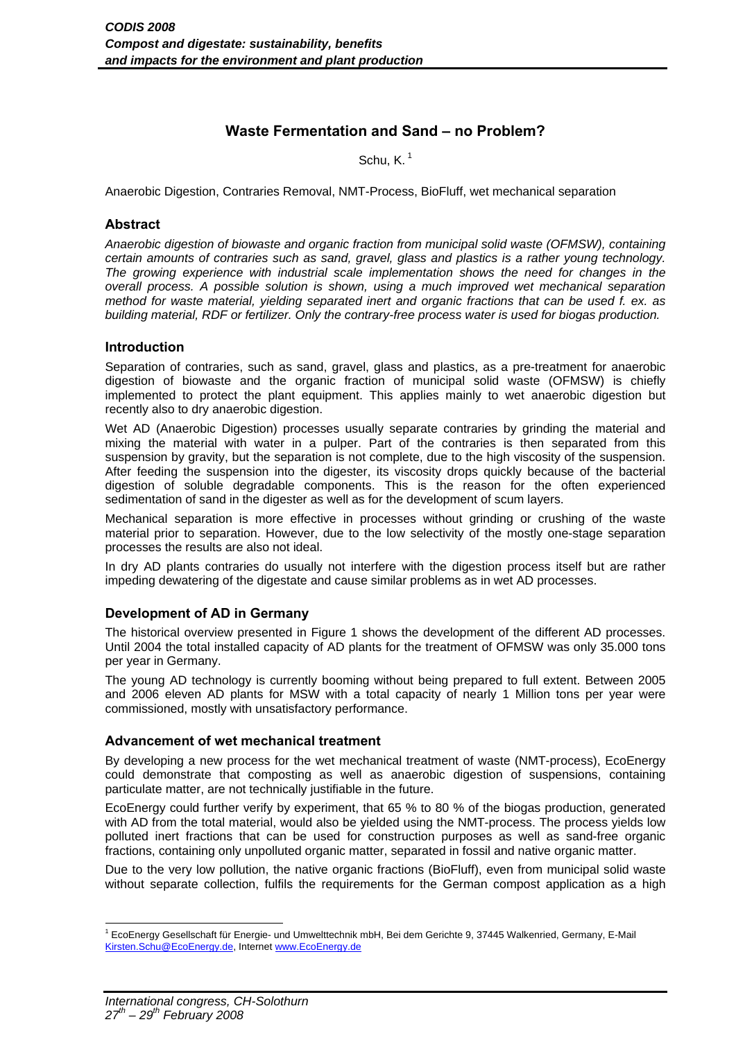# Waste Fermentation and Sand – no Problem?

Schu, K.[1]

Anaerobic Digestion, Contraries Removal, NMT-Process, BioFluff, wet mechanical separation

## Abstract

*Anaerobic digestion of biowaste and organic fraction from municipal solid waste (OFMSW), containing certain amounts of contraries such as sand, gravel, glass and plastics is a rather young technology. The growing experience with industrial scale implementation shows the need for changes in the overall process. A possible solution is shown, using a much improved wet mechanical separation method for waste material, yielding separated inert and organic fractions that can be used f. ex. as building material, RDF or fertilizer. Only the contrary-free process water is used for biogas production.*

## Introduction

Separation of contraries, such as sand, gravel, glass and plastics, as a pre-treatment for anaerobic digestion of biowaste and the organic fraction of municipal solid waste (OFMSW) is chiefly implemented to protect the plant equipment. This applies mainly to wet anaerobic digestion but recently also to dry anaerobic digestion.

Wet AD (Anaerobic Digestion) processes usually separate contraries by grinding the material and mixing the material with water in a pulper. Part of the contraries is then separated from this suspension by gravity, but the separation is not complete, due to the high viscosity of the suspension. After feeding the suspension into the digester, its viscosity drops quickly because of the bacterial digestion of soluble degradable components. This is the reason for the often experienced sedimentation of sand in the digester as well as for the development of scum layers.

Mechanical separation is more effective in processes without grinding or crushing of the waste material prior to separation. However, due to the low selectivity of the mostly one-stage separation processes the results are also not ideal.

In dry AD plants contraries do usually not interfere with the digestion process itself but are rather impeding dewatering of the digestate and cause similar problems as in wet AD processes.

## Development of AD in Germany

The historical overview presented in Figure 1 shows the development of the different AD processes. Until 2004 the total installed capacity of AD plants for the treatment of OFMSW was only 35.000 tons per year in Germany.

The young AD technology is currently booming without being prepared to full extent. Between 2005 and 2006 eleven AD plants for MSW with a total capacity of nearly 1 Million tons per year were commissioned, mostly with unsatisfactory performance.

## Advancement of wet mechanical treatment

By developing a new process for the wet mechanical treatment of waste (NMT-process), EcoEnergy could demonstrate that composting as well as anaerobic digestion of suspensions, containing particulate matter, are not technically justifiable in the future.

EcoEnergy could further verify by experiment, that 65 % to 80 % of the biogas production, generated with AD from the total material, would also be yielded using the NMT-process. The process yields low polluted inert fractions that can be used for construction purposes as well as sand-free organic fractions, containing only unpolluted organic matter, separated in fossil and native organic matter.

Due to the very low pollution, the native organic fractions (BioFluff), even from municipal solid waste without separate collection, fulfils the requirements for the German compost application as a high

[1] EcoEnergy Gesellschaft für Energie- und Umwelttechnik mbH, Bei dem Gerichte 9, 37445 Walkenried, Germany, E-Mail Kirsten.Schu@EcoEnergy.de, Internet www.EcoEnergy.de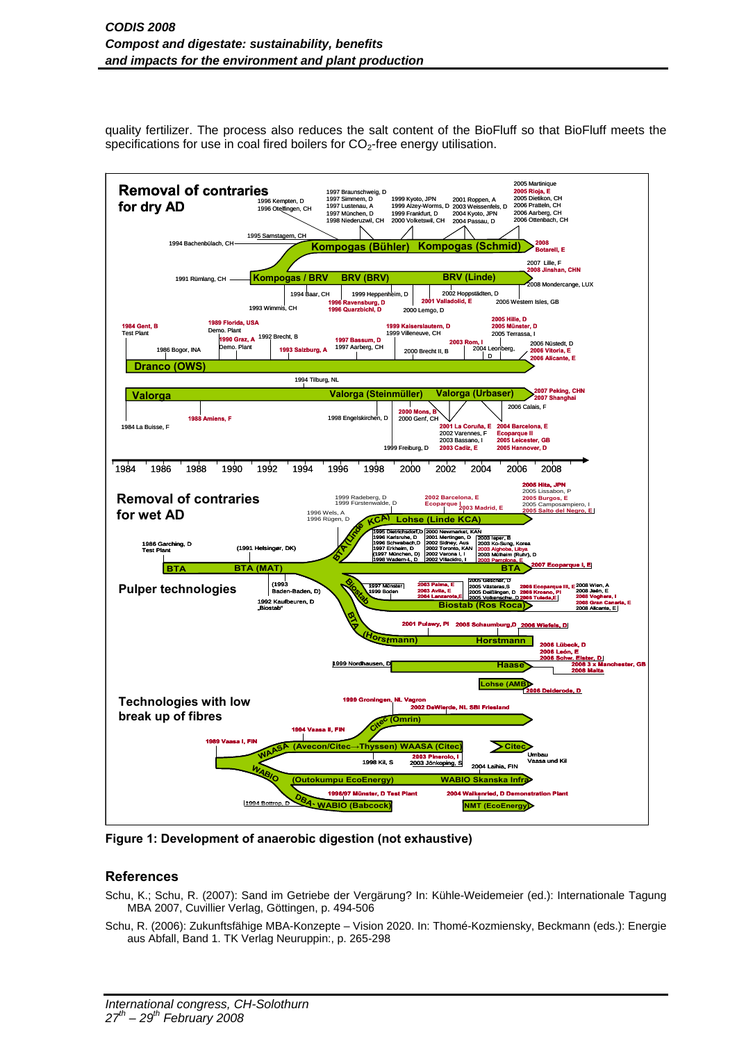quality fertilizer. The process also reduces the salt content of the BioFluff so that BioFluff meets the specifications for use in coal fired boilers for $CO_2$-free energy utilisation.

Removal of contraries for dry AD

1996 Kempten, D
1996 Otelfingen, CH
1997 Braunschweig, D
1997 Simmern, D
1997 Lustenau, A
1997 München, D
1998 Niederuzwil, CH
1999 Kyoto, JPN
1999 Alzey-Worms, D
1999 Frankfurt, D
2000 Volketswil, CH
2001 Roppen, A
2003 Weissenfels, D
2004 Kyoto, JPN
2004 Passau, D
2005 Martinique
2005 Rioja, E
2005 Dietikon, CH
2006 Pratteln, CH
2006 Aarberg, CH
2006 Ottenbach, CH
1995 Samstagern, CH
1994 Bachenbülach, CH
Kompogas (Bühler)
Kompogas (Schmid)
2008 Botarell, E
2007 Lille, F
2008 Jinshan, CHN
1991 Rümlang, CH
Kompogas / BRV
BRV (BRV)
BRV (Linde)
2008 Mondercange, LUX
1994 Baar, CH
1993 Wimmis, CH
1999 Heppenheim, D
1996 Ravensburg, D
1996 Quarzbichl, D
2002 Hoppstädten, D
2001 Valladolid, E
2000 Lemgo, D
2006 Western Isles, GB
1984 Gent, B
Test Plant
1989 Florida, USA
Demo. Plant
1990 Graz, A
Demo. Plant
1992 Brecht, B
1986 Bogor, INA
1993 Salzburg, A
1997 Bassum, D
1997 Aarberg, CH
1999 Kaiserslautern, D
1999 Villeneuve, CH
2000 Brecht II, B
2003 Rom, I
2004 Leonberg, D
2005 Hille, D
2005 Münster, D
2005 Terrassa, I
2006 Nüstedt, D
2006 Vitoria, E
2006 Alicante, E
Dranco (OWS)
1994 Tilburg, NL
Valorga
Valorga (Steinmüller)
Valorga (Urbaser)
2007 Peking, CHN
2007 Shanghai
2006 Calais, F
1984 La Buisse, F
1988 Amiens, F
1998 Engelskirchen, D
2000 Mons, B
2000 Genf, CH
1999 Freiburg, D
2001 La Coruña, E
2002 Varennes, F
2003 Bassano, I
2003 Cadiz, E
2004 Barcelona, E
Ecoparque II
2005 Leicester, GB
2005 Hannover, D

1984 1986 1988 1990 1992 1994 1996 1998 2000 2002 2004 2006 2008

Removal of contraries for wet AD

1999 Radeberg, D
1999 Fürstenwalde, D
1996 Wels, A
1996 Rügen, D
2002 Barcelona, E
Ecoparque I
2003 Madrid, E
2005 Hita, JPN
2005 Lissabon, P
2005 Burgos, E
2005 Camposampiero, I
2005 Salto del Negro, E
BTA/Linde KCA
Lohse (Linde KCA)
1986 Garching, D
Test Plant
(1991 Helsingør, DK)
1995 Dietrichsdorf, D
1996 Karlsruhe, D
1996 Schwabach, D
1997 Erkheim, D
(1997 München, D)
1998 Wadern-L, D
2000 Newmarket, KAN
2001 Mertingen, D
2002 Sidney, Aus
2002 Toronto, KAN
2002 Verona I, I
2002 Villacidro, I
2003 Ieper, B
2003 Ko-Sung, Korea
2003 Alghoba, Libya
2003 Mülheim (Ruhr), D
2003 Pamplona, E
BTA
BTA (MAT)
BTA
2007 Ecoparque I, E

Pulper technologies

(1993 Baden-Baden, D)
1992 Kaufbeuren, D „Biostab"
Biostab
1997 Münster
1999 Boden
2003 Palma, E
2003 Avila, E
2004 Lanzarote, E
2005 Gescher, D
2005 Västeras, S
2005 Deißlingen, D
2005 Volkenschw., D
2006 Ecoparque III, E
2006 Krosno, PI
2006 Tudela, E
2008 Wien, A
2008 Jaén, E
2008 Voghera, I
2008 Gran Canaria, E
2008 Alicante, E
Biostab (Ros Roca)
2001 Pulawy, PI
2005 Schaumburg, D
2006 Wiefels, D
BTA (Horstmann)
Horstmann
2006 Lübeck, D
2006 León, E
2006 Schw. Elster, D
2008 3 x Manchester, GB
2008 Malta
1999 Nordhausen, D
Haase
Lohse (AMB)
2006 Deiderode, D

Technologies with low break up of fibres

1999 Groningen, NL Vagron
2002 DeWierde, NL SBI Friesland
Citec (Omrin)
1994 Vaasa II, FIN
1989 Vaasa I, FIN
WAASA (Avecon/Citec→Thyssen) WAASA (Citec)
Citec
1998 Kil, S
2003 Pinerolo, I
2003 Jönkoping, S
2004 Laihia, FIN
Umbau Vaasa und Kil
WABIO
(Outokumpu EcoEnergy)
WABIO Skanska Infra
1996/97 Münster, D Test Plant
2004 Walkenried, D Demonstration Plant
1994 Bottrop, D
DBA-WABIO (Babcock)
NMT (EcoEnergy)

**Figure 1: Development of anaerobic digestion (not exhaustive)**

## References

Schu, K.; Schu, R. (2007): Sand im Getriebe der Vergärung? In: Kühle-Weidemeier (ed.): Internationale Tagung MBA 2007, Cuvillier Verlag, Göttingen, p. 494-506

Schu, R. (2006): Zukunftsfähige MBA-Konzepte – Vision 2020. In: Thomé-Kozmiensky, Beckmann (eds.): Energie aus Abfall, Band 1. TK Verlag Neuruppin:, p. 265-298